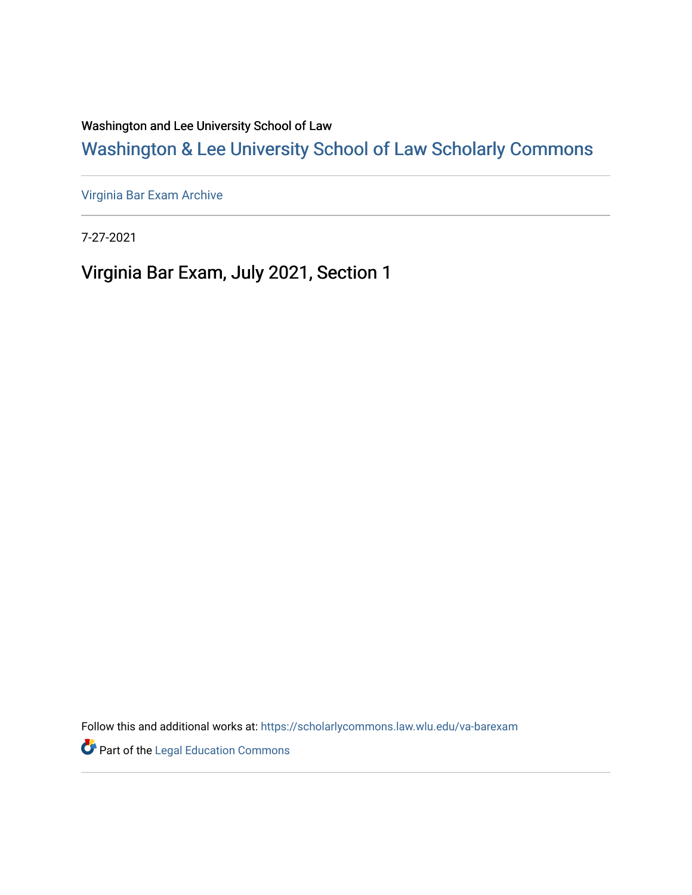Washington and Lee University School of Law

## Washington & Lee University School of Law Scholarly Commons

Virginia Bar Exam Archive

7-27-2021

# Virginia Bar Exam, July 2021, Section 1

Follow this and additional works at: https://scholarlycommons.law.wlu.edu/va-barexam

Part of the Legal Education Commons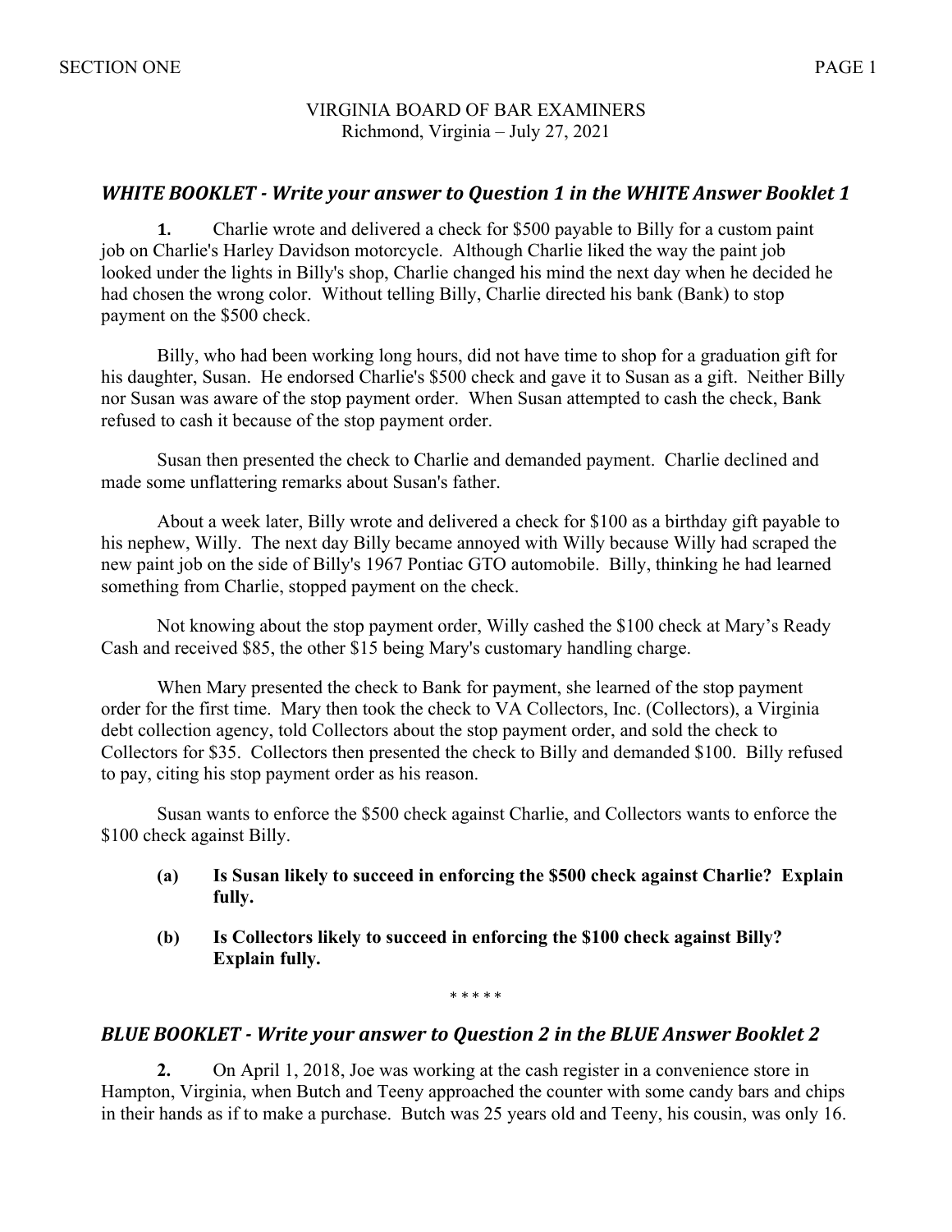VIRGINIA BOARD OF BAR EXAMINERS
Richmond, Virginia – July 27, 2021

## *WHITE BOOKLET - Write your answer to Question 1 in the WHITE Answer Booklet 1*

**1.** Charlie wrote and delivered a check for $500 payable to Billy for a custom paint job on Charlie's Harley Davidson motorcycle. Although Charlie liked the way the paint job looked under the lights in Billy's shop, Charlie changed his mind the next day when he decided he had chosen the wrong color. Without telling Billy, Charlie directed his bank (Bank) to stop payment on the $500 check.

Billy, who had been working long hours, did not have time to shop for a graduation gift for his daughter, Susan. He endorsed Charlie's $500 check and gave it to Susan as a gift. Neither Billy nor Susan was aware of the stop payment order. When Susan attempted to cash the check, Bank refused to cash it because of the stop payment order.

Susan then presented the check to Charlie and demanded payment. Charlie declined and made some unflattering remarks about Susan's father.

About a week later, Billy wrote and delivered a check for $100 as a birthday gift payable to his nephew, Willy. The next day Billy became annoyed with Willy because Willy had scraped the new paint job on the side of Billy's 1967 Pontiac GTO automobile. Billy, thinking he had learned something from Charlie, stopped payment on the check.

Not knowing about the stop payment order, Willy cashed the $100 check at Mary's Ready Cash and received $85, the other $15 being Mary's customary handling charge.

When Mary presented the check to Bank for payment, she learned of the stop payment order for the first time. Mary then took the check to VA Collectors, Inc. (Collectors), a Virginia debt collection agency, told Collectors about the stop payment order, and sold the check to Collectors for $35. Collectors then presented the check to Billy and demanded $100. Billy refused to pay, citing his stop payment order as his reason.

Susan wants to enforce the $500 check against Charlie, and Collectors wants to enforce the $100 check against Billy.

- **(a) Is Susan likely to succeed in enforcing the $500 check against Charlie? Explain fully.**

- **(b) Is Collectors likely to succeed in enforcing the $100 check against Billy? Explain fully.**

\* \* \* \* \*

## *BLUE BOOKLET - Write your answer to Question 2 in the BLUE Answer Booklet 2*

**2.** On April 1, 2018, Joe was working at the cash register in a convenience store in Hampton, Virginia, when Butch and Teeny approached the counter with some candy bars and chips in their hands as if to make a purchase. Butch was 25 years old and Teeny, his cousin, was only 16.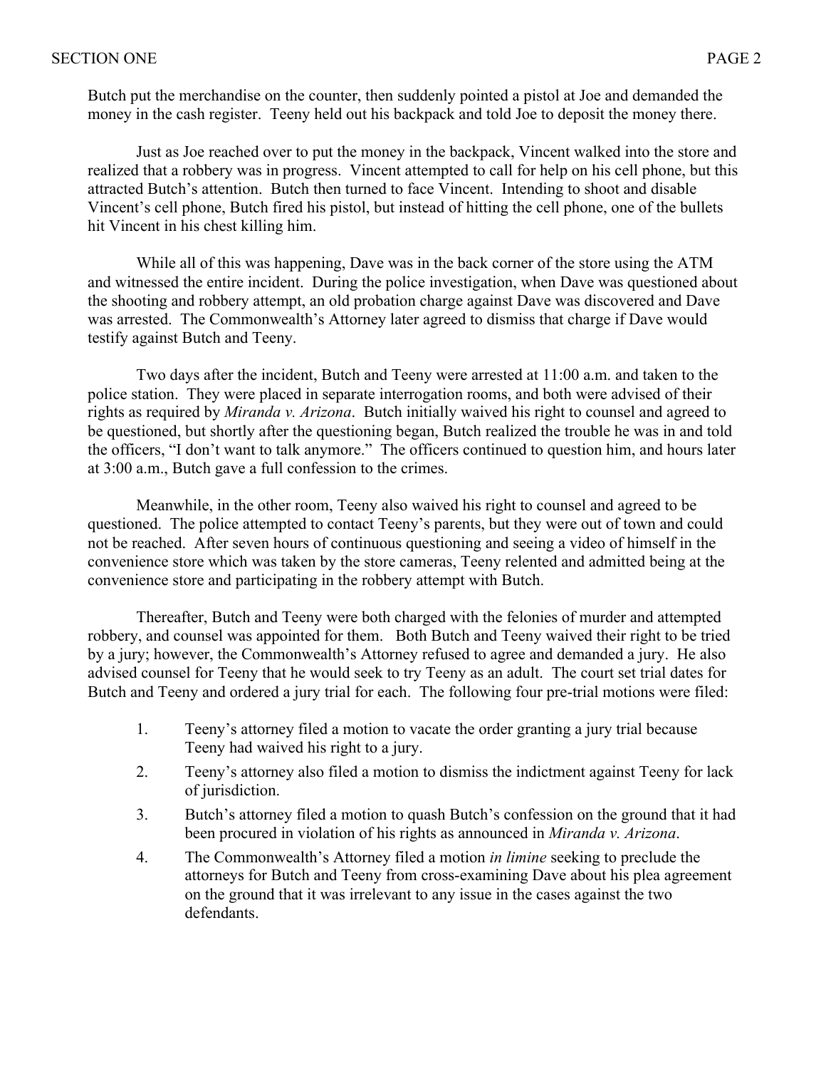Butch put the merchandise on the counter, then suddenly pointed a pistol at Joe and demanded the money in the cash register. Teeny held out his backpack and told Joe to deposit the money there.

Just as Joe reached over to put the money in the backpack, Vincent walked into the store and realized that a robbery was in progress. Vincent attempted to call for help on his cell phone, but this attracted Butch's attention. Butch then turned to face Vincent. Intending to shoot and disable Vincent's cell phone, Butch fired his pistol, but instead of hitting the cell phone, one of the bullets hit Vincent in his chest killing him.

While all of this was happening, Dave was in the back corner of the store using the ATM and witnessed the entire incident. During the police investigation, when Dave was questioned about the shooting and robbery attempt, an old probation charge against Dave was discovered and Dave was arrested. The Commonwealth's Attorney later agreed to dismiss that charge if Dave would testify against Butch and Teeny.

Two days after the incident, Butch and Teeny were arrested at 11:00 a.m. and taken to the police station. They were placed in separate interrogation rooms, and both were advised of their rights as required by *Miranda v. Arizona*. Butch initially waived his right to counsel and agreed to be questioned, but shortly after the questioning began, Butch realized the trouble he was in and told the officers, "I don't want to talk anymore." The officers continued to question him, and hours later at 3:00 a.m., Butch gave a full confession to the crimes.

Meanwhile, in the other room, Teeny also waived his right to counsel and agreed to be questioned. The police attempted to contact Teeny's parents, but they were out of town and could not be reached. After seven hours of continuous questioning and seeing a video of himself in the convenience store which was taken by the store cameras, Teeny relented and admitted being at the convenience store and participating in the robbery attempt with Butch.

Thereafter, Butch and Teeny were both charged with the felonies of murder and attempted robbery, and counsel was appointed for them. Both Butch and Teeny waived their right to be tried by a jury; however, the Commonwealth's Attorney refused to agree and demanded a jury. He also advised counsel for Teeny that he would seek to try Teeny as an adult. The court set trial dates for Butch and Teeny and ordered a jury trial for each. The following four pre-trial motions were filed:

1. Teeny's attorney filed a motion to vacate the order granting a jury trial because Teeny had waived his right to a jury.
2. Teeny's attorney also filed a motion to dismiss the indictment against Teeny for lack of jurisdiction.
3. Butch's attorney filed a motion to quash Butch's confession on the ground that it had been procured in violation of his rights as announced in *Miranda v. Arizona*.
4. The Commonwealth's Attorney filed a motion *in limine* seeking to preclude the attorneys for Butch and Teeny from cross-examining Dave about his plea agreement on the ground that it was irrelevant to any issue in the cases against the two defendants.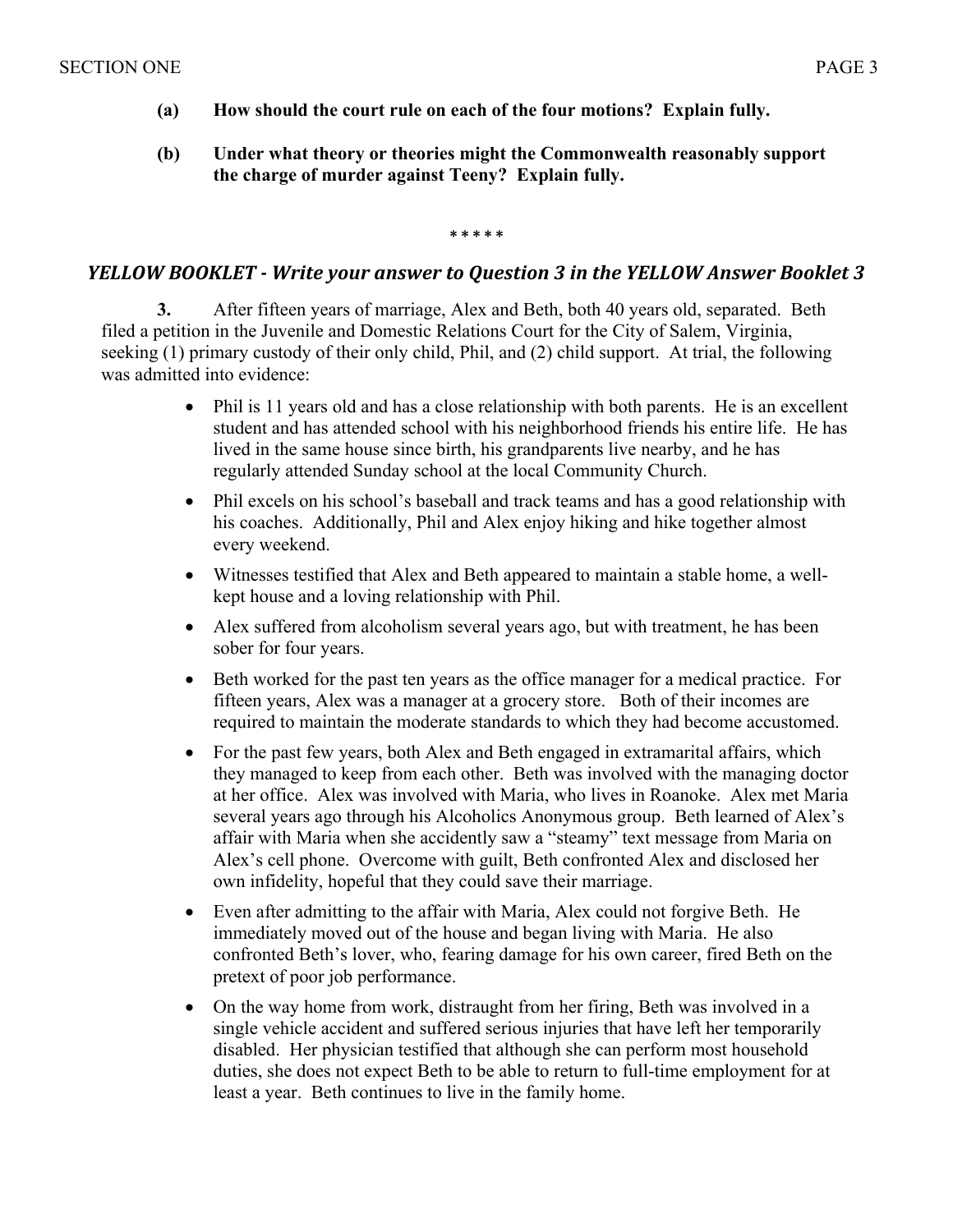**(a) How should the court rule on each of the four motions? Explain fully.**

**(b) Under what theory or theories might the Commonwealth reasonably support the charge of murder against Teeny? Explain fully.**

\* \* \* \* \*

***YELLOW BOOKLET - Write your answer to Question 3 in the YELLOW Answer Booklet 3***

**3.** After fifteen years of marriage, Alex and Beth, both 40 years old, separated. Beth filed a petition in the Juvenile and Domestic Relations Court for the City of Salem, Virginia, seeking (1) primary custody of their only child, Phil, and (2) child support. At trial, the following was admitted into evidence:

- Phil is 11 years old and has a close relationship with both parents. He is an excellent student and has attended school with his neighborhood friends his entire life. He has lived in the same house since birth, his grandparents live nearby, and he has regularly attended Sunday school at the local Community Church.
- Phil excels on his school's baseball and track teams and has a good relationship with his coaches. Additionally, Phil and Alex enjoy hiking and hike together almost every weekend.
- Witnesses testified that Alex and Beth appeared to maintain a stable home, a well-kept house and a loving relationship with Phil.
- Alex suffered from alcoholism several years ago, but with treatment, he has been sober for four years.
- Beth worked for the past ten years as the office manager for a medical practice. For fifteen years, Alex was a manager at a grocery store. Both of their incomes are required to maintain the moderate standards to which they had become accustomed.
- For the past few years, both Alex and Beth engaged in extramarital affairs, which they managed to keep from each other. Beth was involved with the managing doctor at her office. Alex was involved with Maria, who lives in Roanoke. Alex met Maria several years ago through his Alcoholics Anonymous group. Beth learned of Alex's affair with Maria when she accidently saw a "steamy" text message from Maria on Alex's cell phone. Overcome with guilt, Beth confronted Alex and disclosed her own infidelity, hopeful that they could save their marriage.
- Even after admitting to the affair with Maria, Alex could not forgive Beth. He immediately moved out of the house and began living with Maria. He also confronted Beth's lover, who, fearing damage for his own career, fired Beth on the pretext of poor job performance.
- On the way home from work, distraught from her firing, Beth was involved in a single vehicle accident and suffered serious injuries that have left her temporarily disabled. Her physician testified that although she can perform most household duties, she does not expect Beth to be able to return to full-time employment for at least a year. Beth continues to live in the family home.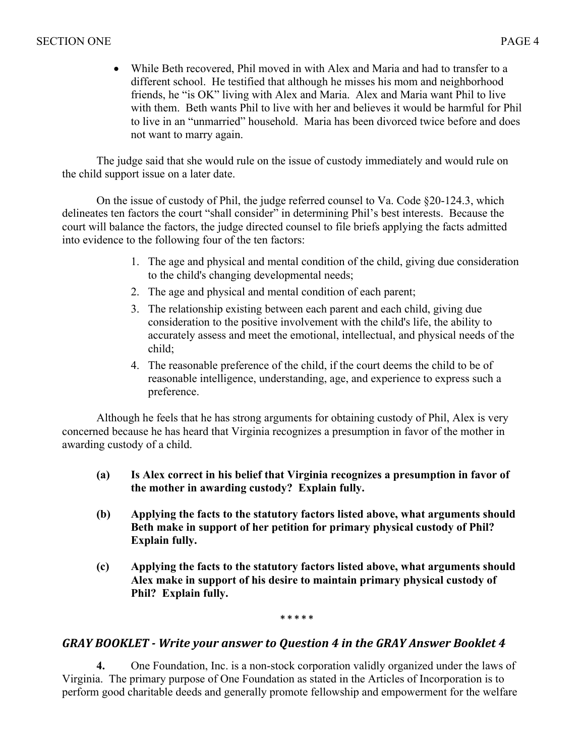- While Beth recovered, Phil moved in with Alex and Maria and had to transfer to a different school. He testified that although he misses his mom and neighborhood friends, he "is OK" living with Alex and Maria. Alex and Maria want Phil to live with them. Beth wants Phil to live with her and believes it would be harmful for Phil to live in an "unmarried" household. Maria has been divorced twice before and does not want to marry again.

The judge said that she would rule on the issue of custody immediately and would rule on the child support issue on a later date.

On the issue of custody of Phil, the judge referred counsel to Va. Code §20-124.3, which delineates ten factors the court "shall consider" in determining Phil's best interests. Because the court will balance the factors, the judge directed counsel to file briefs applying the facts admitted into evidence to the following four of the ten factors:

1. The age and physical and mental condition of the child, giving due consideration to the child's changing developmental needs;
2. The age and physical and mental condition of each parent;
3. The relationship existing between each parent and each child, giving due consideration to the positive involvement with the child's life, the ability to accurately assess and meet the emotional, intellectual, and physical needs of the child;
4. The reasonable preference of the child, if the court deems the child to be of reasonable intelligence, understanding, age, and experience to express such a preference.

Although he feels that he has strong arguments for obtaining custody of Phil, Alex is very concerned because he has heard that Virginia recognizes a presumption in favor of the mother in awarding custody of a child.

**(a) Is Alex correct in his belief that Virginia recognizes a presumption in favor of the mother in awarding custody? Explain fully.**

**(b) Applying the facts to the statutory factors listed above, what arguments should Beth make in support of her petition for primary physical custody of Phil? Explain fully.**

**(c) Applying the facts to the statutory factors listed above, what arguments should Alex make in support of his desire to maintain primary physical custody of Phil? Explain fully.**

\* \* \* \* \*

## *GRAY BOOKLET - Write your answer to Question 4 in the GRAY Answer Booklet 4*

**4.** One Foundation, Inc. is a non-stock corporation validly organized under the laws of Virginia. The primary purpose of One Foundation as stated in the Articles of Incorporation is to perform good charitable deeds and generally promote fellowship and empowerment for the welfare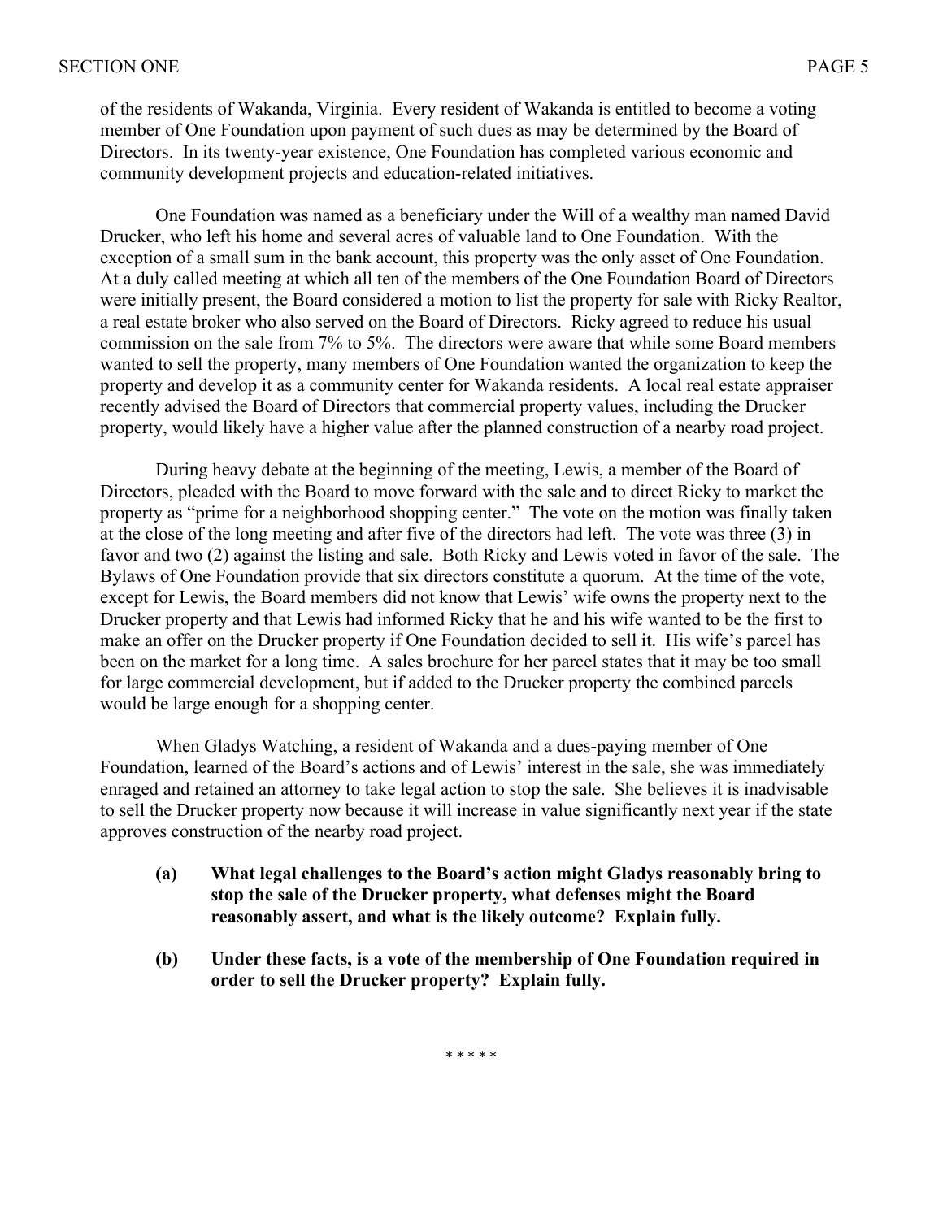of the residents of Wakanda, Virginia. Every resident of Wakanda is entitled to become a voting member of One Foundation upon payment of such dues as may be determined by the Board of Directors. In its twenty-year existence, One Foundation has completed various economic and community development projects and education-related initiatives.

One Foundation was named as a beneficiary under the Will of a wealthy man named David Drucker, who left his home and several acres of valuable land to One Foundation. With the exception of a small sum in the bank account, this property was the only asset of One Foundation. At a duly called meeting at which all ten of the members of the One Foundation Board of Directors were initially present, the Board considered a motion to list the property for sale with Ricky Realtor, a real estate broker who also served on the Board of Directors. Ricky agreed to reduce his usual commission on the sale from 7% to 5%. The directors were aware that while some Board members wanted to sell the property, many members of One Foundation wanted the organization to keep the property and develop it as a community center for Wakanda residents. A local real estate appraiser recently advised the Board of Directors that commercial property values, including the Drucker property, would likely have a higher value after the planned construction of a nearby road project.

During heavy debate at the beginning of the meeting, Lewis, a member of the Board of Directors, pleaded with the Board to move forward with the sale and to direct Ricky to market the property as "prime for a neighborhood shopping center." The vote on the motion was finally taken at the close of the long meeting and after five of the directors had left. The vote was three (3) in favor and two (2) against the listing and sale. Both Ricky and Lewis voted in favor of the sale. The Bylaws of One Foundation provide that six directors constitute a quorum. At the time of the vote, except for Lewis, the Board members did not know that Lewis' wife owns the property next to the Drucker property and that Lewis had informed Ricky that he and his wife wanted to be the first to make an offer on the Drucker property if One Foundation decided to sell it. His wife's parcel has been on the market for a long time. A sales brochure for her parcel states that it may be too small for large commercial development, but if added to the Drucker property the combined parcels would be large enough for a shopping center.

When Gladys Watching, a resident of Wakanda and a dues-paying member of One Foundation, learned of the Board's actions and of Lewis' interest in the sale, she was immediately enraged and retained an attorney to take legal action to stop the sale. She believes it is inadvisable to sell the Drucker property now because it will increase in value significantly next year if the state approves construction of the nearby road project.

**(a) What legal challenges to the Board's action might Gladys reasonably bring to stop the sale of the Drucker property, what defenses might the Board reasonably assert, and what is the likely outcome? Explain fully.**

**(b) Under these facts, is a vote of the membership of One Foundation required in order to sell the Drucker property? Explain fully.**

\* \* \* \* \*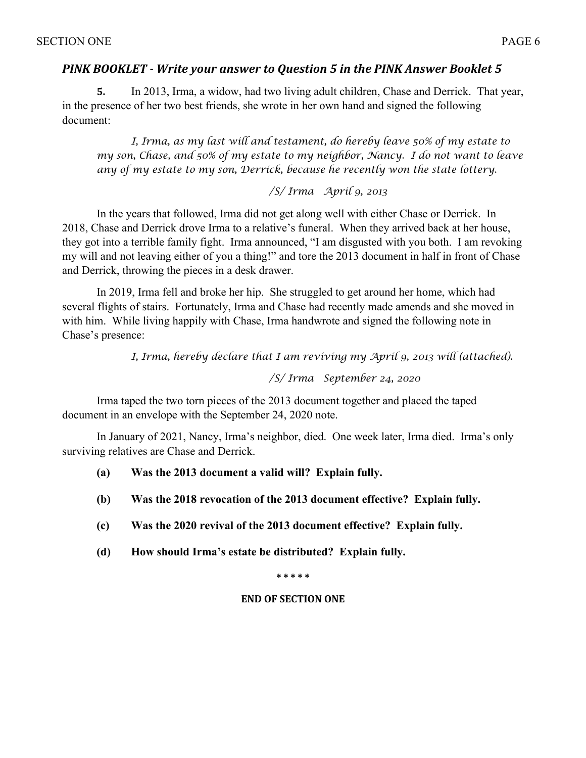## *PINK BOOKLET - Write your answer to Question 5 in the PINK Answer Booklet 5*

**5.** In 2013, Irma, a widow, had two living adult children, Chase and Derrick. That year, in the presence of her two best friends, she wrote in her own hand and signed the following document:

> *I, Irma, as my last will and testament, do hereby leave 50% of my estate to my son, Chase, and 50% of my estate to my neighbor, Nancy. I do not want to leave any of my estate to my son, Derrick, because he recently won the state lottery.*
>
> */S/ Irma April 9, 2013*

In the years that followed, Irma did not get along well with either Chase or Derrick. In 2018, Chase and Derrick drove Irma to a relative's funeral. When they arrived back at her house, they got into a terrible family fight. Irma announced, "I am disgusted with you both. I am revoking my will and not leaving either of you a thing!" and tore the 2013 document in half in front of Chase and Derrick, throwing the pieces in a desk drawer.

In 2019, Irma fell and broke her hip. She struggled to get around her home, which had several flights of stairs. Fortunately, Irma and Chase had recently made amends and she moved in with him. While living happily with Chase, Irma handwrote and signed the following note in Chase's presence:

> *I, Irma, hereby declare that I am reviving my April 9, 2013 will (attached).*
>
> */S/ Irma September 24, 2020*

Irma taped the two torn pieces of the 2013 document together and placed the taped document in an envelope with the September 24, 2020 note.

In January of 2021, Nancy, Irma's neighbor, died. One week later, Irma died. Irma's only surviving relatives are Chase and Derrick.

**(a) Was the 2013 document a valid will? Explain fully.**

**(b) Was the 2018 revocation of the 2013 document effective? Explain fully.**

**(c) Was the 2020 revival of the 2013 document effective? Explain fully.**

**(d) How should Irma's estate be distributed? Explain fully.**

\* \* \* \* \*

**END OF SECTION ONE**